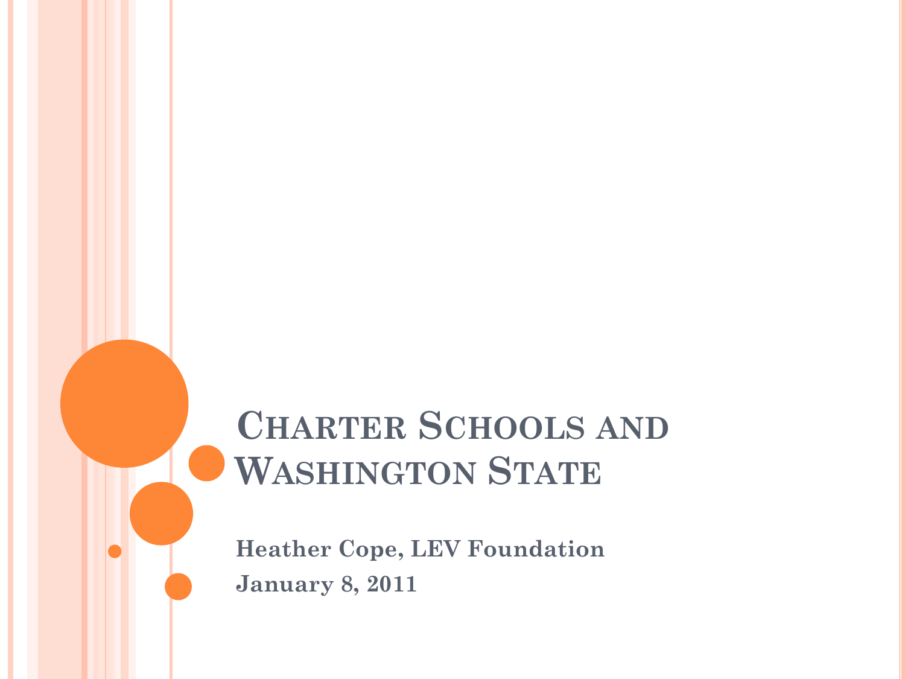# Charter Schools and Washington State

**Heather Cope, LEV Foundation**

**January 8, 2011**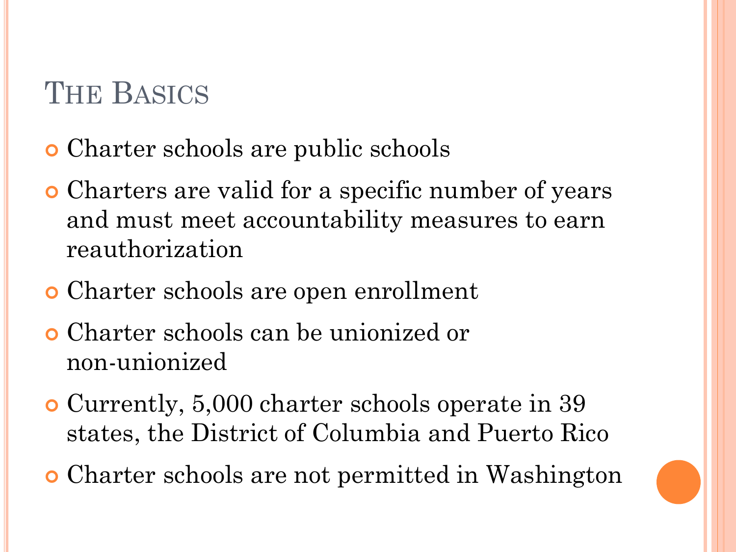# The Basics

- Charter schools are public schools
- Charters are valid for a specific number of years and must meet accountability measures to earn reauthorization
- Charter schools are open enrollment
- Charter schools can be unionized or non-unionized
- Currently, 5,000 charter schools operate in 39 states, the District of Columbia and Puerto Rico
- Charter schools are not permitted in Washington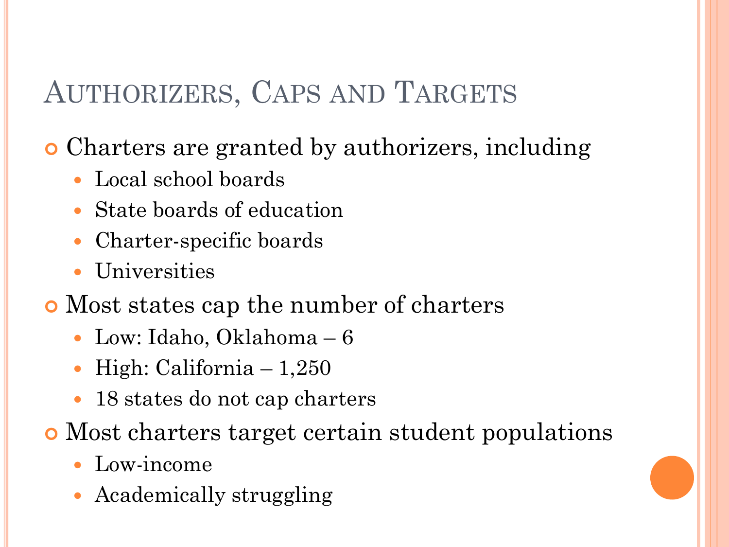# Authorizers, Caps and Targets

- Charters are granted by authorizers, including
  - Local school boards
  - State boards of education
  - Charter-specific boards
  - Universities
- Most states cap the number of charters
  - Low: Idaho, Oklahoma – 6
  - High: California – 1,250
  - 18 states do not cap charters
- Most charters target certain student populations
  - Low-income
  - Academically struggling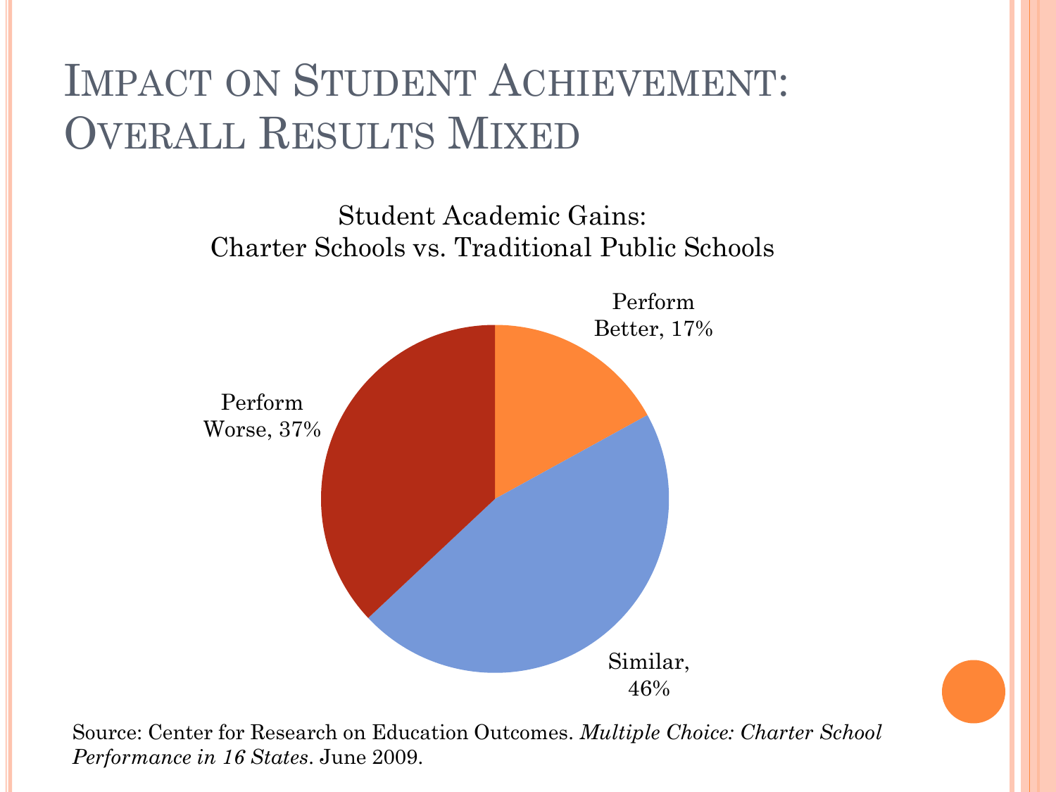# Impact on Student Achievement: Overall Results Mixed

Student Academic Gains:
Charter Schools vs. Traditional Public Schools

Perform Better, 17%

Similar, 46%

Perform Worse, 37%

Source: Center for Research on Education Outcomes. *Multiple Choice: Charter School Performance in 16 States*. June 2009.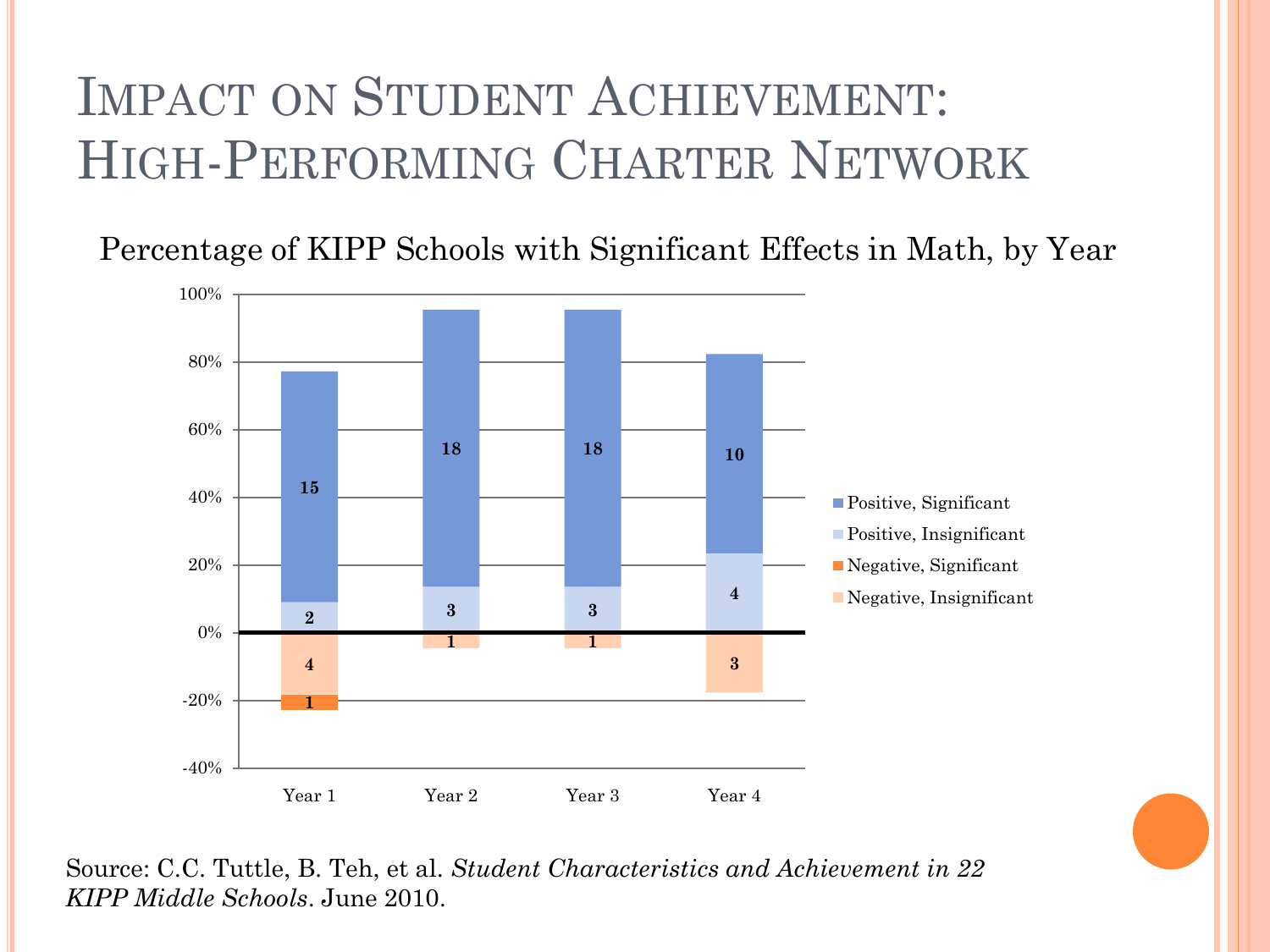# Impact on Student Achievement: High-Performing Charter Network

Percentage of KIPP Schools with Significant Effects in Math, by Year

| | Year 1 | Year 2 | Year 3 | Year 4 |
|---|---|---|---|---|
| Positive, Significant | 15 | 18 | 18 | 10 |
| Positive, Insignificant | 2 | 3 | 3 | 4 |
| Negative, Significant | 1 | | | |
| Negative, Insignificant | 4 | 1 | 1 | 3 |

Source: C.C. Tuttle, B. Teh, et al. *Student Characteristics and Achievement in 22 KIPP Middle Schools*. June 2010.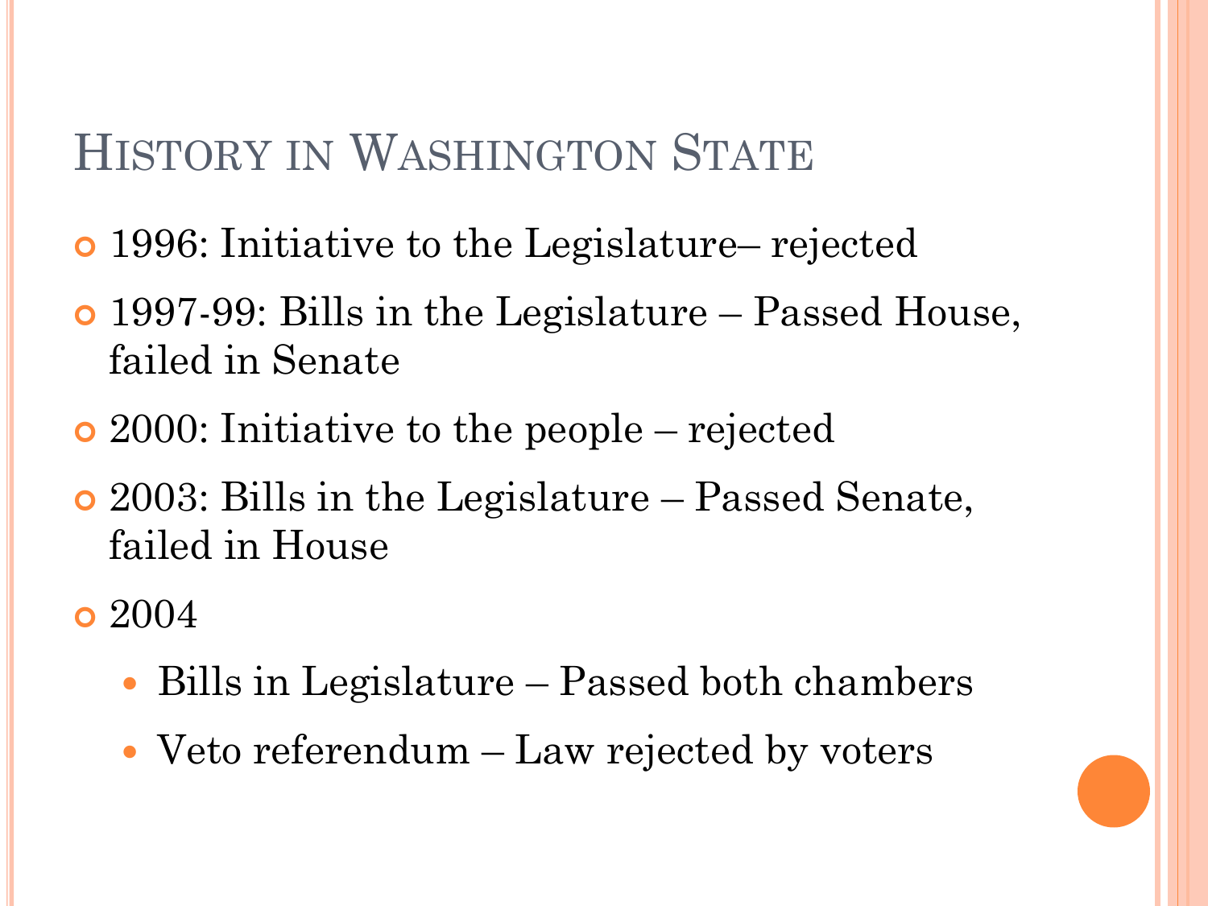# History in Washington State

- 1996: Initiative to the Legislature– rejected
- 1997-99: Bills in the Legislature – Passed House, failed in Senate
- 2000: Initiative to the people – rejected
- 2003: Bills in the Legislature – Passed Senate, failed in House
- 2004
  - Bills in Legislature – Passed both chambers
  - Veto referendum – Law rejected by voters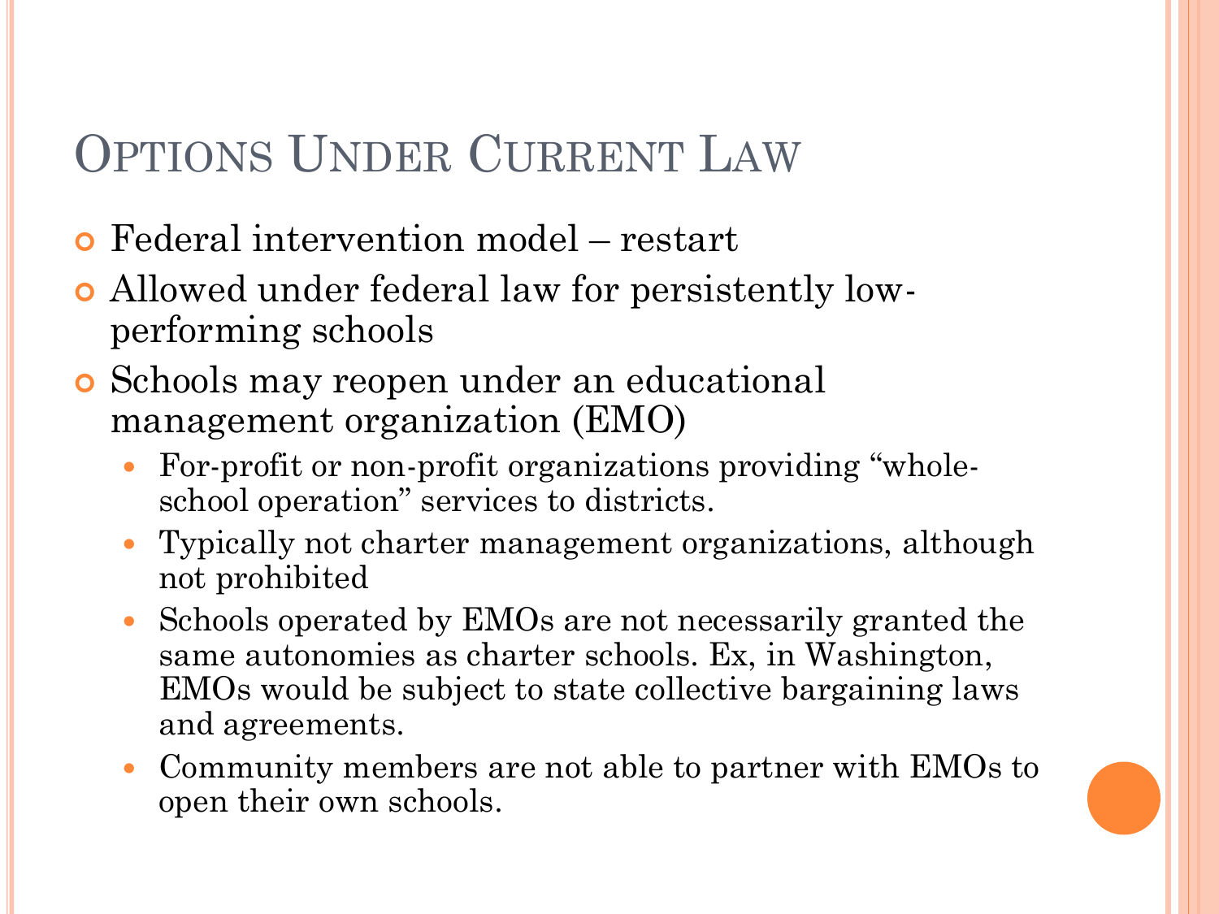# Options Under Current Law

- Federal intervention model – restart
- Allowed under federal law for persistently low-performing schools
- Schools may reopen under an educational management organization (EMO)
  - For-profit or non-profit organizations providing "whole-school operation" services to districts.
  - Typically not charter management organizations, although not prohibited
  - Schools operated by EMOs are not necessarily granted the same autonomies as charter schools. Ex, in Washington, EMOs would be subject to state collective bargaining laws and agreements.
  - Community members are not able to partner with EMOs to open their own schools.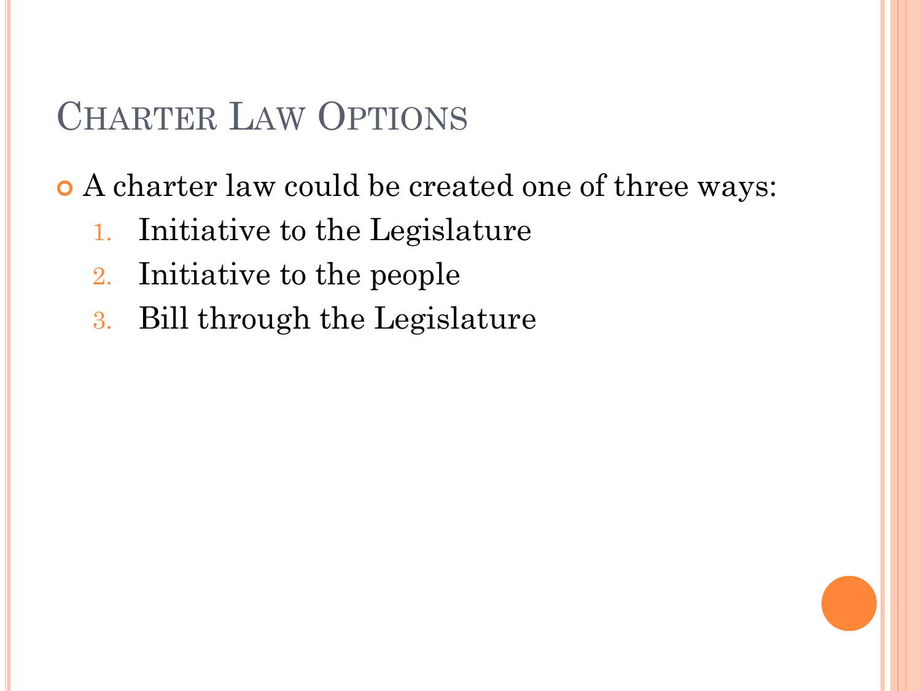# Charter Law Options

- A charter law could be created one of three ways:
  1. Initiative to the Legislature
  2. Initiative to the people
  3. Bill through the Legislature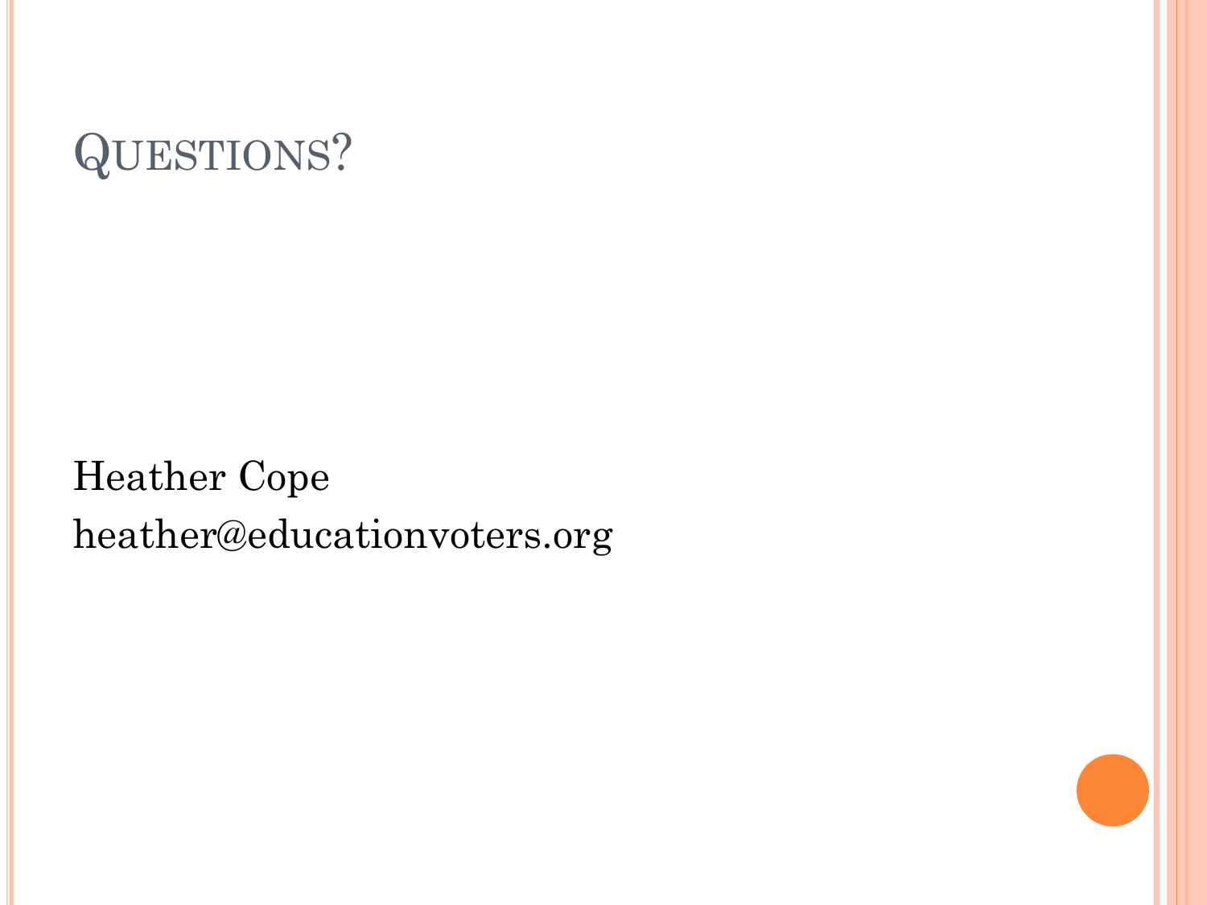# Questions?

Heather Cope

heather@educationvoters.org